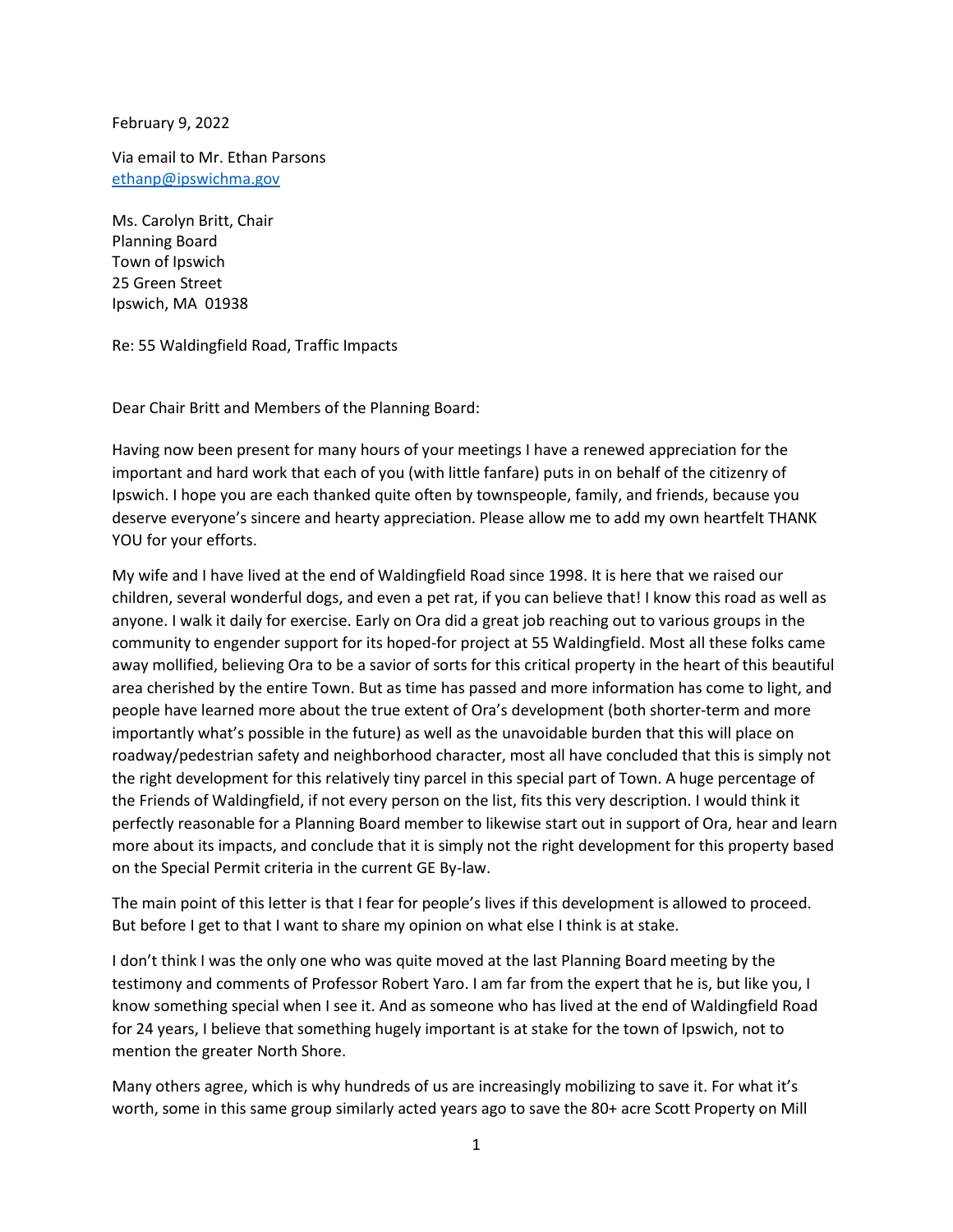February 9, 2022

Via email to Mr. Ethan Parsons
ethanp@ipswichma.gov

Ms. Carolyn Britt, Chair
Planning Board
Town of Ipswich
25 Green Street
Ipswich, MA 01938

Re: 55 Waldingfield Road, Traffic Impacts

Dear Chair Britt and Members of the Planning Board:

Having now been present for many hours of your meetings I have a renewed appreciation for the important and hard work that each of you (with little fanfare) puts in on behalf of the citizenry of Ipswich. I hope you are each thanked quite often by townspeople, family, and friends, because you deserve everyone's sincere and hearty appreciation. Please allow me to add my own heartfelt THANK YOU for your efforts.

My wife and I have lived at the end of Waldingfield Road since 1998. It is here that we raised our children, several wonderful dogs, and even a pet rat, if you can believe that! I know this road as well as anyone. I walk it daily for exercise. Early on Ora did a great job reaching out to various groups in the community to engender support for its hoped-for project at 55 Waldingfield. Most all these folks came away mollified, believing Ora to be a savior of sorts for this critical property in the heart of this beautiful area cherished by the entire Town. But as time has passed and more information has come to light, and people have learned more about the true extent of Ora's development (both shorter-term and more importantly what's possible in the future) as well as the unavoidable burden that this will place on roadway/pedestrian safety and neighborhood character, most all have concluded that this is simply not the right development for this relatively tiny parcel in this special part of Town. A huge percentage of the Friends of Waldingfield, if not every person on the list, fits this very description. I would think it perfectly reasonable for a Planning Board member to likewise start out in support of Ora, hear and learn more about its impacts, and conclude that it is simply not the right development for this property based on the Special Permit criteria in the current GE By-law.

The main point of this letter is that I fear for people's lives if this development is allowed to proceed. But before I get to that I want to share my opinion on what else I think is at stake.

I don't think I was the only one who was quite moved at the last Planning Board meeting by the testimony and comments of Professor Robert Yaro. I am far from the expert that he is, but like you, I know something special when I see it. And as someone who has lived at the end of Waldingfield Road for 24 years, I believe that something hugely important is at stake for the town of Ipswich, not to mention the greater North Shore.

Many others agree, which is why hundreds of us are increasingly mobilizing to save it. For what it's worth, some in this same group similarly acted years ago to save the 80+ acre Scott Property on Mill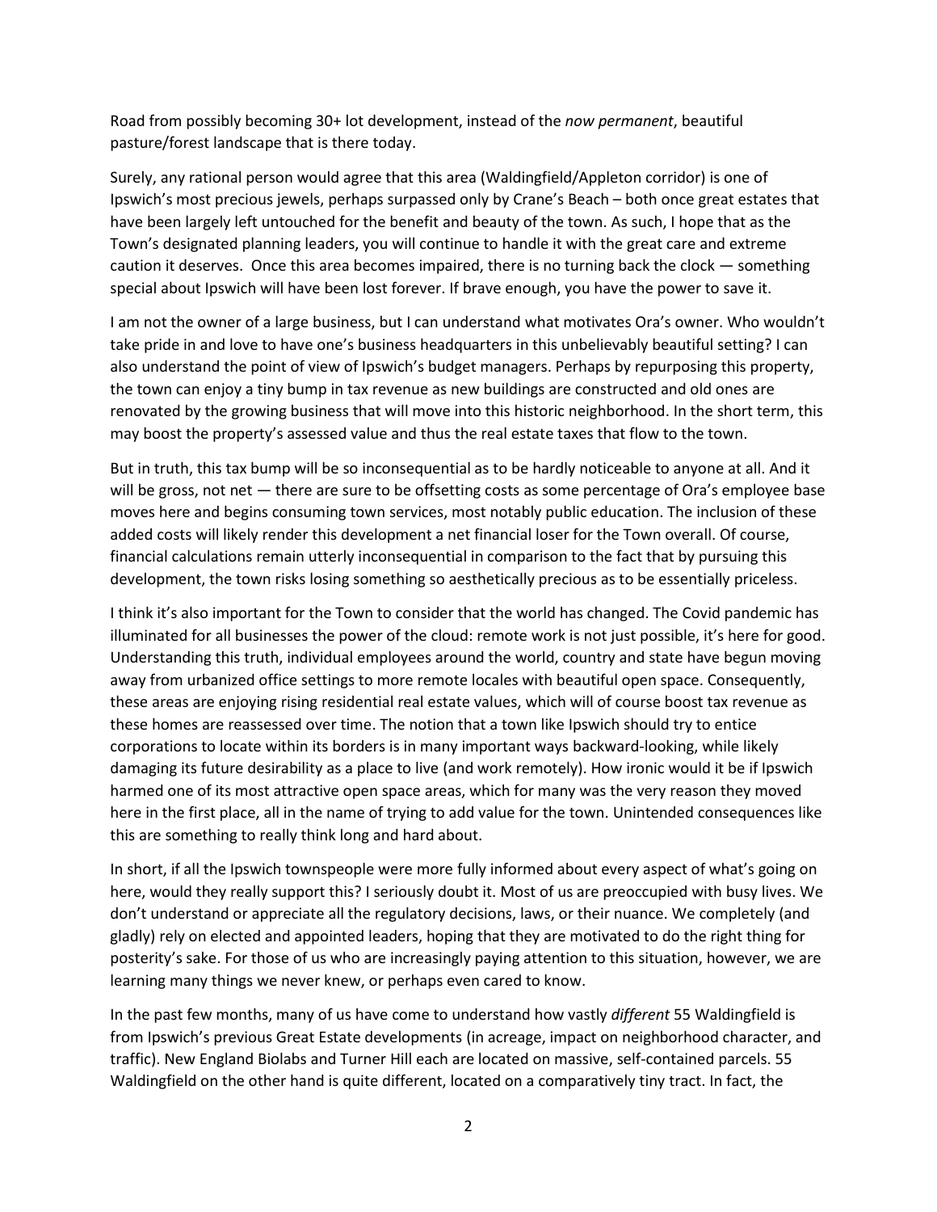Road from possibly becoming 30+ lot development, instead of the *now permanent*, beautiful pasture/forest landscape that is there today.

Surely, any rational person would agree that this area (Waldingfield/Appleton corridor) is one of Ipswich's most precious jewels, perhaps surpassed only by Crane's Beach – both once great estates that have been largely left untouched for the benefit and beauty of the town. As such, I hope that as the Town's designated planning leaders, you will continue to handle it with the great care and extreme caution it deserves. Once this area becomes impaired, there is no turning back the clock — something special about Ipswich will have been lost forever. If brave enough, you have the power to save it.

I am not the owner of a large business, but I can understand what motivates Ora's owner. Who wouldn't take pride in and love to have one's business headquarters in this unbelievably beautiful setting? I can also understand the point of view of Ipswich's budget managers. Perhaps by repurposing this property, the town can enjoy a tiny bump in tax revenue as new buildings are constructed and old ones are renovated by the growing business that will move into this historic neighborhood. In the short term, this may boost the property's assessed value and thus the real estate taxes that flow to the town.

But in truth, this tax bump will be so inconsequential as to be hardly noticeable to anyone at all. And it will be gross, not net — there are sure to be offsetting costs as some percentage of Ora's employee base moves here and begins consuming town services, most notably public education. The inclusion of these added costs will likely render this development a net financial loser for the Town overall. Of course, financial calculations remain utterly inconsequential in comparison to the fact that by pursuing this development, the town risks losing something so aesthetically precious as to be essentially priceless.

I think it's also important for the Town to consider that the world has changed. The Covid pandemic has illuminated for all businesses the power of the cloud: remote work is not just possible, it's here for good. Understanding this truth, individual employees around the world, country and state have begun moving away from urbanized office settings to more remote locales with beautiful open space. Consequently, these areas are enjoying rising residential real estate values, which will of course boost tax revenue as these homes are reassessed over time. The notion that a town like Ipswich should try to entice corporations to locate within its borders is in many important ways backward-looking, while likely damaging its future desirability as a place to live (and work remotely). How ironic would it be if Ipswich harmed one of its most attractive open space areas, which for many was the very reason they moved here in the first place, all in the name of trying to add value for the town. Unintended consequences like this are something to really think long and hard about.

In short, if all the Ipswich townspeople were more fully informed about every aspect of what's going on here, would they really support this? I seriously doubt it. Most of us are preoccupied with busy lives. We don't understand or appreciate all the regulatory decisions, laws, or their nuance. We completely (and gladly) rely on elected and appointed leaders, hoping that they are motivated to do the right thing for posterity's sake. For those of us who are increasingly paying attention to this situation, however, we are learning many things we never knew, or perhaps even cared to know.

In the past few months, many of us have come to understand how vastly *different* 55 Waldingfield is from Ipswich's previous Great Estate developments (in acreage, impact on neighborhood character, and traffic). New England Biolabs and Turner Hill each are located on massive, self-contained parcels. 55 Waldingfield on the other hand is quite different, located on a comparatively tiny tract. In fact, the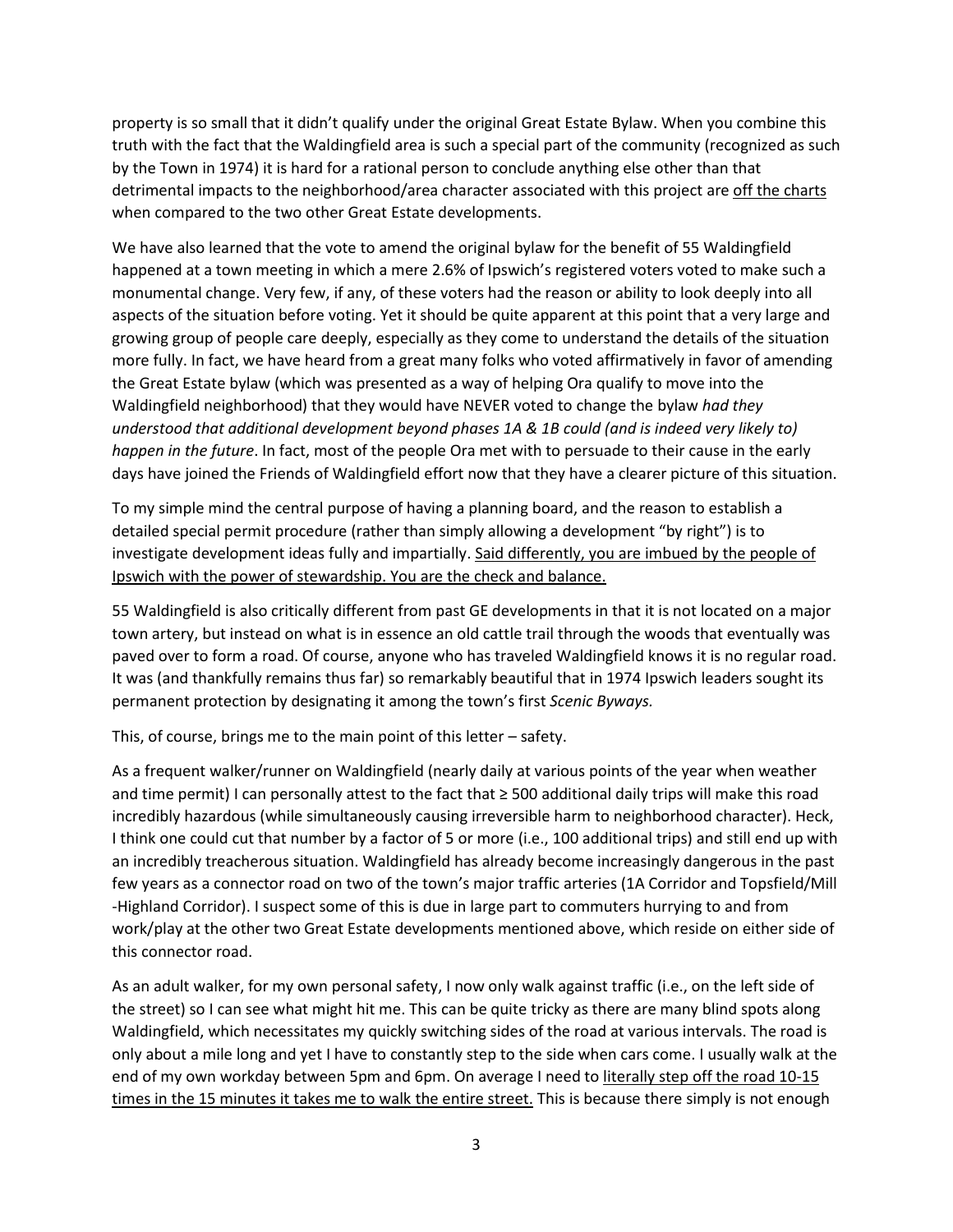property is so small that it didn't qualify under the original Great Estate Bylaw. When you combine this truth with the fact that the Waldingfield area is such a special part of the community (recognized as such by the Town in 1974) it is hard for a rational person to conclude anything else other than that detrimental impacts to the neighborhood/area character associated with this project are <u>off the charts</u> when compared to the two other Great Estate developments.

We have also learned that the vote to amend the original bylaw for the benefit of 55 Waldingfield happened at a town meeting in which a mere 2.6% of Ipswich's registered voters voted to make such a monumental change. Very few, if any, of these voters had the reason or ability to look deeply into all aspects of the situation before voting. Yet it should be quite apparent at this point that a very large and growing group of people care deeply, especially as they come to understand the details of the situation more fully. In fact, we have heard from a great many folks who voted affirmatively in favor of amending the Great Estate bylaw (which was presented as a way of helping Ora qualify to move into the Waldingfield neighborhood) that they would have NEVER voted to change the bylaw *had they understood that additional development beyond phases 1A & 1B could (and is indeed very likely to) happen in the future*. In fact, most of the people Ora met with to persuade to their cause in the early days have joined the Friends of Waldingfield effort now that they have a clearer picture of this situation.

To my simple mind the central purpose of having a planning board, and the reason to establish a detailed special permit procedure (rather than simply allowing a development "by right") is to investigate development ideas fully and impartially. <u>Said differently, you are imbued by the people of Ipswich with the power of stewardship. You are the check and balance.</u>

55 Waldingfield is also critically different from past GE developments in that it is not located on a major town artery, but instead on what is in essence an old cattle trail through the woods that eventually was paved over to form a road. Of course, anyone who has traveled Waldingfield knows it is no regular road. It was (and thankfully remains thus far) so remarkably beautiful that in 1974 Ipswich leaders sought its permanent protection by designating it among the town's first *Scenic Byways.*

This, of course, brings me to the main point of this letter – safety.

As a frequent walker/runner on Waldingfield (nearly daily at various points of the year when weather and time permit) I can personally attest to the fact that ≥ 500 additional daily trips will make this road incredibly hazardous (while simultaneously causing irreversible harm to neighborhood character). Heck, I think one could cut that number by a factor of 5 or more (i.e., 100 additional trips) and still end up with an incredibly treacherous situation. Waldingfield has already become increasingly dangerous in the past few years as a connector road on two of the town's major traffic arteries (1A Corridor and Topsfield/Mill -Highland Corridor). I suspect some of this is due in large part to commuters hurrying to and from work/play at the other two Great Estate developments mentioned above, which reside on either side of this connector road.

As an adult walker, for my own personal safety, I now only walk against traffic (i.e., on the left side of the street) so I can see what might hit me. This can be quite tricky as there are many blind spots along Waldingfield, which necessitates my quickly switching sides of the road at various intervals. The road is only about a mile long and yet I have to constantly step to the side when cars come. I usually walk at the end of my own workday between 5pm and 6pm. On average I need to <u>literally step off the road 10-15 times in the 15 minutes it takes me to walk the entire street.</u> This is because there simply is not enough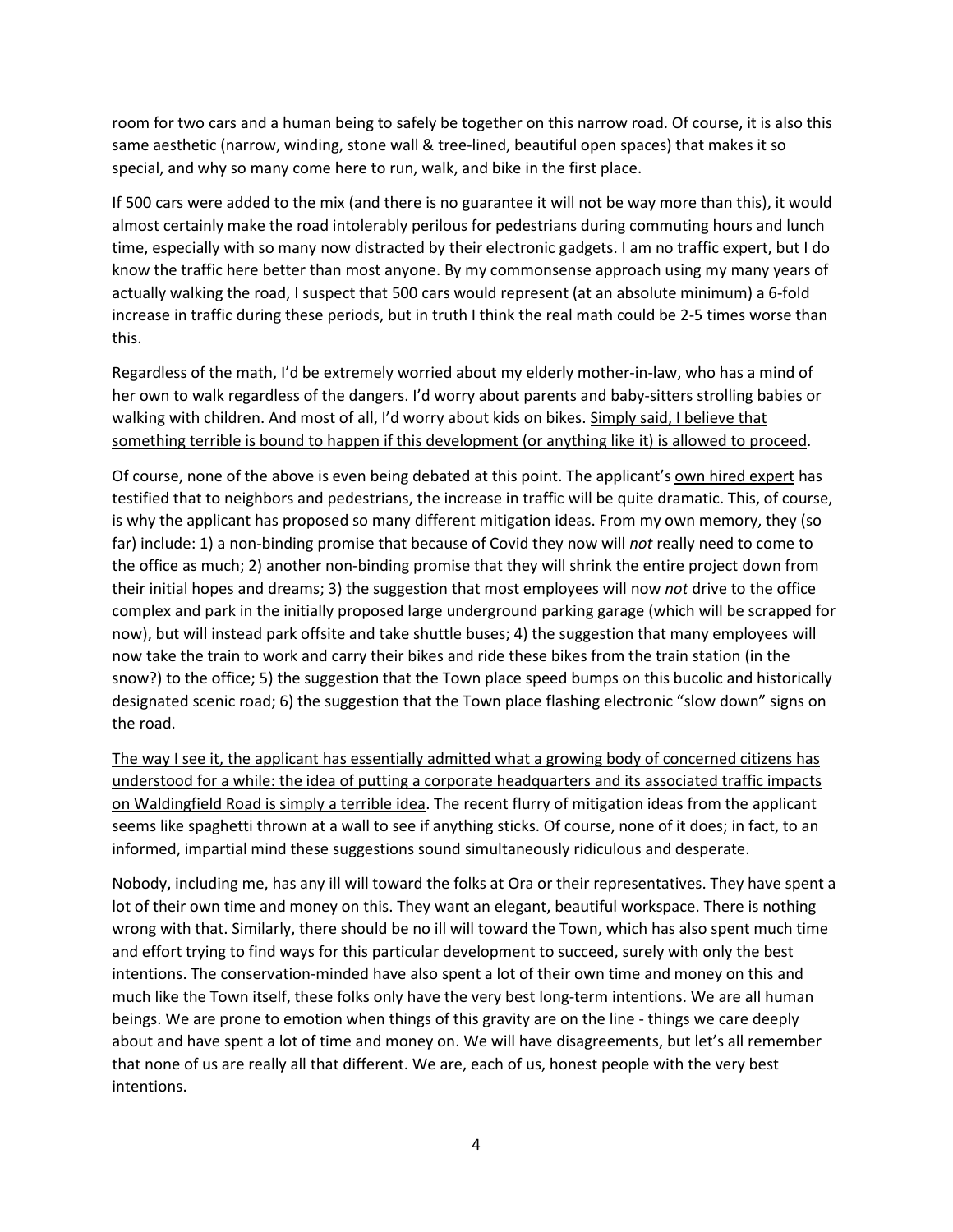room for two cars and a human being to safely be together on this narrow road. Of course, it is also this same aesthetic (narrow, winding, stone wall & tree-lined, beautiful open spaces) that makes it so special, and why so many come here to run, walk, and bike in the first place.

If 500 cars were added to the mix (and there is no guarantee it will not be way more than this), it would almost certainly make the road intolerably perilous for pedestrians during commuting hours and lunch time, especially with so many now distracted by their electronic gadgets. I am no traffic expert, but I do know the traffic here better than most anyone. By my commonsense approach using my many years of actually walking the road, I suspect that 500 cars would represent (at an absolute minimum) a 6-fold increase in traffic during these periods, but in truth I think the real math could be 2-5 times worse than this.

Regardless of the math, I'd be extremely worried about my elderly mother-in-law, who has a mind of her own to walk regardless of the dangers. I'd worry about parents and baby-sitters strolling babies or walking with children. And most of all, I'd worry about kids on bikes. <u>Simply said, I believe that something terrible is bound to happen if this development (or anything like it) is allowed to proceed</u>.

Of course, none of the above is even being debated at this point. The applicant's <u>own hired expert</u> has testified that to neighbors and pedestrians, the increase in traffic will be quite dramatic. This, of course, is why the applicant has proposed so many different mitigation ideas. From my own memory, they (so far) include: 1) a non-binding promise that because of Covid they now will *not* really need to come to the office as much; 2) another non-binding promise that they will shrink the entire project down from their initial hopes and dreams; 3) the suggestion that most employees will now *not* drive to the office complex and park in the initially proposed large underground parking garage (which will be scrapped for now), but will instead park offsite and take shuttle buses; 4) the suggestion that many employees will now take the train to work and carry their bikes and ride these bikes from the train station (in the snow?) to the office; 5) the suggestion that the Town place speed bumps on this bucolic and historically designated scenic road; 6) the suggestion that the Town place flashing electronic "slow down" signs on the road.

<u>The way I see it, the applicant has essentially admitted what a growing body of concerned citizens has understood for a while: the idea of putting a corporate headquarters and its associated traffic impacts on Waldingfield Road is simply a terrible idea</u>. The recent flurry of mitigation ideas from the applicant seems like spaghetti thrown at a wall to see if anything sticks. Of course, none of it does; in fact, to an informed, impartial mind these suggestions sound simultaneously ridiculous and desperate.

Nobody, including me, has any ill will toward the folks at Ora or their representatives. They have spent a lot of their own time and money on this. They want an elegant, beautiful workspace. There is nothing wrong with that. Similarly, there should be no ill will toward the Town, which has also spent much time and effort trying to find ways for this particular development to succeed, surely with only the best intentions. The conservation-minded have also spent a lot of their own time and money on this and much like the Town itself, these folks only have the very best long-term intentions. We are all human beings. We are prone to emotion when things of this gravity are on the line - things we care deeply about and have spent a lot of time and money on. We will have disagreements, but let's all remember that none of us are really all that different. We are, each of us, honest people with the very best intentions.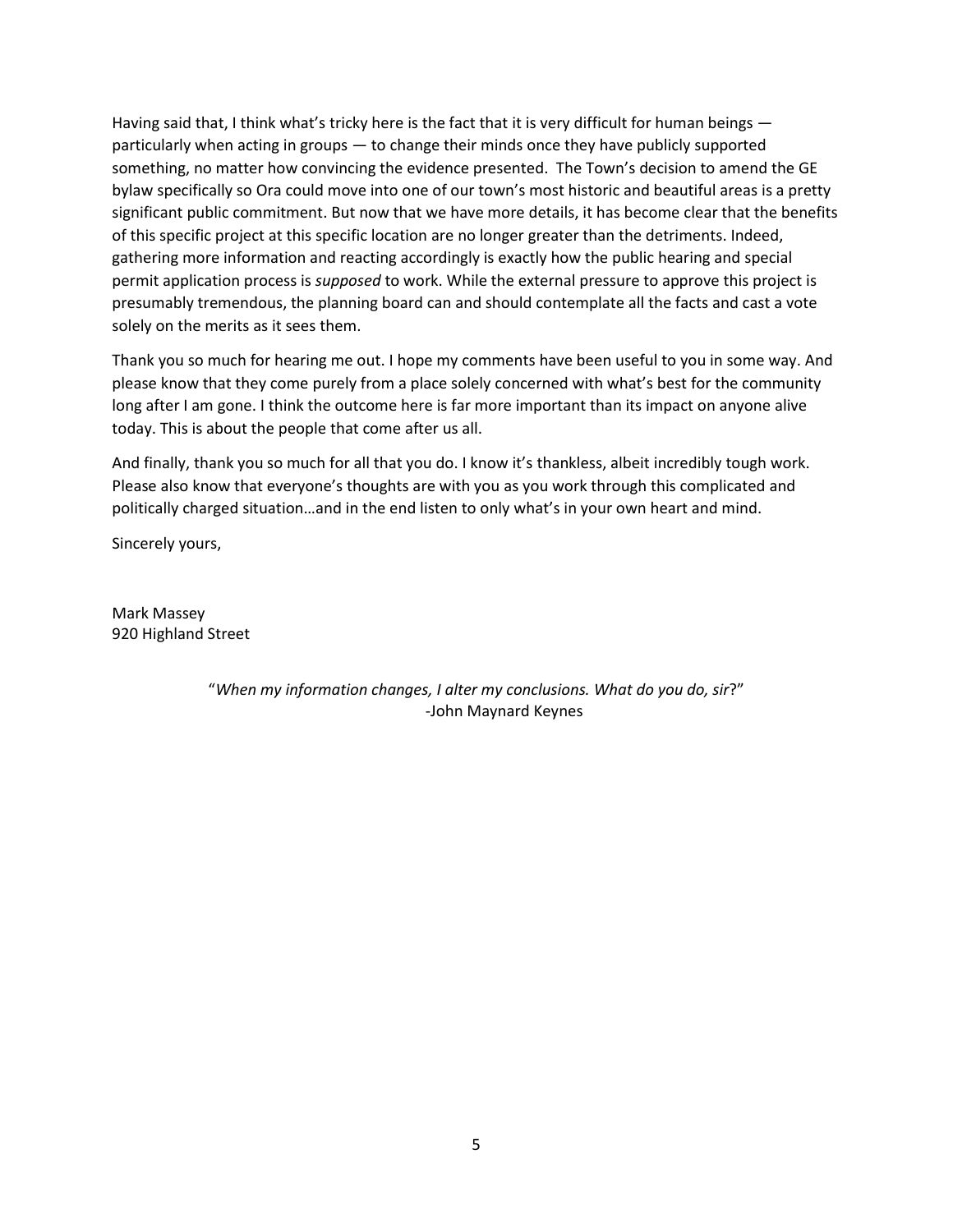Having said that, I think what's tricky here is the fact that it is very difficult for human beings — particularly when acting in groups — to change their minds once they have publicly supported something, no matter how convincing the evidence presented. The Town's decision to amend the GE bylaw specifically so Ora could move into one of our town's most historic and beautiful areas is a pretty significant public commitment. But now that we have more details, it has become clear that the benefits of this specific project at this specific location are no longer greater than the detriments. Indeed, gathering more information and reacting accordingly is exactly how the public hearing and special permit application process is *supposed* to work. While the external pressure to approve this project is presumably tremendous, the planning board can and should contemplate all the facts and cast a vote solely on the merits as it sees them.

Thank you so much for hearing me out. I hope my comments have been useful to you in some way. And please know that they come purely from a place solely concerned with what's best for the community long after I am gone. I think the outcome here is far more important than its impact on anyone alive today. This is about the people that come after us all.

And finally, thank you so much for all that you do. I know it's thankless, albeit incredibly tough work. Please also know that everyone's thoughts are with you as you work through this complicated and politically charged situation…and in the end listen to only what's in your own heart and mind.

Sincerely yours,

Mark Massey
920 Highland Street

"*When my information changes, I alter my conclusions. What do you do, sir*?"
-John Maynard Keynes